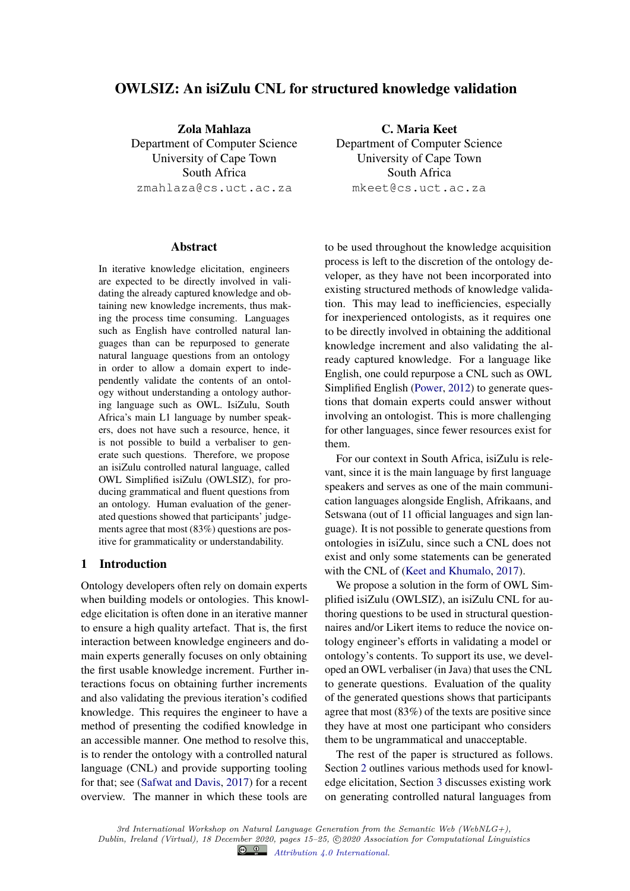# OWLSIZ: An isiZulu CNL for structured knowledge validation

**Zola Mahlaza**
Department of Computer Science
University of Cape Town
South Africa
zmahlaza@cs.uct.ac.za

**C. Maria Keet**
Department of Computer Science
University of Cape Town
South Africa
mkeet@cs.uct.ac.za

## Abstract

In iterative knowledge elicitation, engineers are expected to be directly involved in validating the already captured knowledge and obtaining new knowledge increments, thus making the process time consuming. Languages such as English have controlled natural languages than can be repurposed to generate natural language questions from an ontology in order to allow a domain expert to independently validate the contents of an ontology without understanding a ontology authoring language such as OWL. IsiZulu, South Africa's main L1 language by number speakers, does not have such a resource, hence, it is not possible to build a verbaliser to generate such questions. Therefore, we propose an isiZulu controlled natural language, called OWL Simplified isiZulu (OWLSIZ), for producing grammatical and fluent questions from an ontology. Human evaluation of the generated questions showed that participants' judgements agree that most (83%) questions are positive for grammaticality or understandability.

## 1 Introduction

Ontology developers often rely on domain experts when building models or ontologies. This knowledge elicitation is often done in an iterative manner to ensure a high quality artefact. That is, the first interaction between knowledge engineers and domain experts generally focuses on only obtaining the first usable knowledge increment. Further interactions focus on obtaining further increments and also validating the previous iteration's codified knowledge. This requires the engineer to have a method of presenting the codified knowledge in an accessible manner. One method to resolve this, is to render the ontology with a controlled natural language (CNL) and provide supporting tooling for that; see (Safwat and Davis, 2017) for a recent overview. The manner in which these tools are to be used throughout the knowledge acquisition process is left to the discretion of the ontology developer, as they have not been incorporated into existing structured methods of knowledge validation. This may lead to inefficiencies, especially for inexperienced ontologists, as it requires one to be directly involved in obtaining the additional knowledge increment and also validating the already captured knowledge. For a language like English, one could repurpose a CNL such as OWL Simplified English (Power, 2012) to generate questions that domain experts could answer without involving an ontologist. This is more challenging for other languages, since fewer resources exist for them.

For our context in South Africa, isiZulu is relevant, since it is the main language by first language speakers and serves as one of the main communication languages alongside English, Afrikaans, and Setswana (out of 11 official languages and sign language). It is not possible to generate questions from ontologies in isiZulu, since such a CNL does not exist and only some statements can be generated with the CNL of (Keet and Khumalo, 2017).

We propose a solution in the form of OWL Simplified isiZulu (OWLSIZ), an isiZulu CNL for authoring questions to be used in structural questionnaires and/or Likert items to reduce the novice ontology engineer's efforts in validating a model or ontology's contents. To support its use, we developed an OWL verbaliser (in Java) that uses the CNL to generate questions. Evaluation of the quality of the generated questions shows that participants agree that most (83%) of the texts are positive since they have at most one participant who considers them to be ungrammatical and unacceptable.

The rest of the paper is structured as follows. Section 2 outlines various methods used for knowledge elicitation, Section 3 discusses existing work on generating controlled natural languages from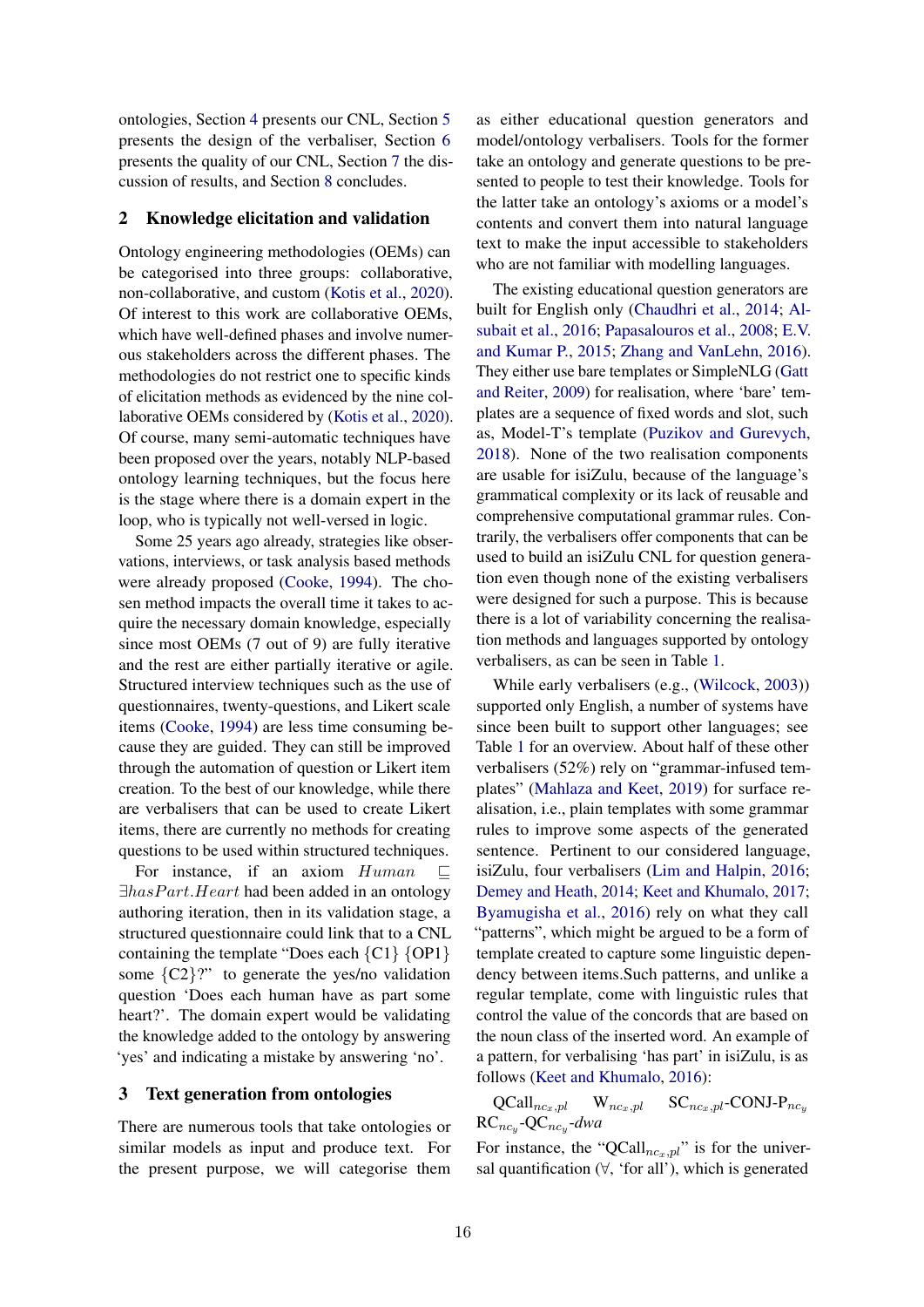ontologies, Section 4 presents our CNL, Section 5 presents the design of the verbaliser, Section 6 presents the quality of our CNL, Section 7 the discussion of results, and Section 8 concludes.

## 2 Knowledge elicitation and validation

Ontology engineering methodologies (OEMs) can be categorised into three groups: collaborative, non-collaborative, and custom (Kotis et al., 2020). Of interest to this work are collaborative OEMs, which have well-defined phases and involve numerous stakeholders across the different phases. The methodologies do not restrict one to specific kinds of elicitation methods as evidenced by the nine collaborative OEMs considered by (Kotis et al., 2020). Of course, many semi-automatic techniques have been proposed over the years, notably NLP-based ontology learning techniques, but the focus here is the stage where there is a domain expert in the loop, who is typically not well-versed in logic.

Some 25 years ago already, strategies like observations, interviews, or task analysis based methods were already proposed (Cooke, 1994). The chosen method impacts the overall time it takes to acquire the necessary domain knowledge, especially since most OEMs (7 out of 9) are fully iterative and the rest are either partially iterative or agile. Structured interview techniques such as the use of questionnaires, twenty-questions, and Likert scale items (Cooke, 1994) are less time consuming because they are guided. They can still be improved through the automation of question or Likert item creation. To the best of our knowledge, while there are verbalisers that can be used to create Likert items, there are currently no methods for creating questions to be used within structured techniques.

For instance, if an axiom $Human \sqsubseteq \exists hasPart.Heart$ had been added in an ontology authoring iteration, then in its validation stage, a structured questionnaire could link that to a CNL containing the template "Does each {C1} {OP1} some {C2}?" to generate the yes/no validation question 'Does each human have as part some heart?'. The domain expert would be validating the knowledge added to the ontology by answering 'yes' and indicating a mistake by answering 'no'.

## 3 Text generation from ontologies

There are numerous tools that take ontologies or similar models as input and produce text. For the present purpose, we will categorise them as either educational question generators and model/ontology verbalisers. Tools for the former take an ontology and generate questions to be presented to people to test their knowledge. Tools for the latter take an ontology's axioms or a model's contents and convert them into natural language text to make the input accessible to stakeholders who are not familiar with modelling languages.

The existing educational question generators are built for English only (Chaudhri et al., 2014; Alsubait et al., 2016; Papasalouros et al., 2008; E.V. and Kumar P., 2015; Zhang and VanLehn, 2016). They either use bare templates or SimpleNLG (Gatt and Reiter, 2009) for realisation, where 'bare' templates are a sequence of fixed words and slot, such as, Model-T's template (Puzikov and Gurevych, 2018). None of the two realisation components are usable for isiZulu, because of the language's grammatical complexity or its lack of reusable and comprehensive computational grammar rules. Contrarily, the verbalisers offer components that can be used to build an isiZulu CNL for question generation even though none of the existing verbalisers were designed for such a purpose. This is because there is a lot of variability concerning the realisation methods and languages supported by ontology verbalisers, as can be seen in Table 1.

While early verbalisers (e.g., (Wilcock, 2003)) supported only English, a number of systems have since been built to support other languages; see Table 1 for an overview. About half of these other verbalisers (52%) rely on "grammar-infused templates" (Mahlaza and Keet, 2019) for surface realisation, i.e., plain templates with some grammar rules to improve some aspects of the generated sentence. Pertinent to our considered language, isiZulu, four verbalisers (Lim and Halpin, 2016; Demey and Heath, 2014; Keet and Khumalo, 2017; Byamugisha et al., 2016) rely on what they call "patterns", which might be argued to be a form of template created to capture some linguistic dependency between items.Such patterns, and unlike a regular template, come with linguistic rules that control the value of the concords that are based on the noun class of the inserted word. An example of a pattern, for verbalising 'has part' in isiZulu, is as follows (Keet and Khumalo, 2016):

$\text{QCall}_{nc_x,pl}$ $\text{W}_{nc_x,pl}$ $\text{SC}_{nc_x,pl}$-CONJ-$\text{P}_{nc_y}$ $\text{RC}_{nc_y}$-$\text{QC}_{nc_y}$-*dwa*

For instance, the "$\text{QCall}_{nc_x,pl}$" is for the universal quantification (∀, 'for all'), which is generated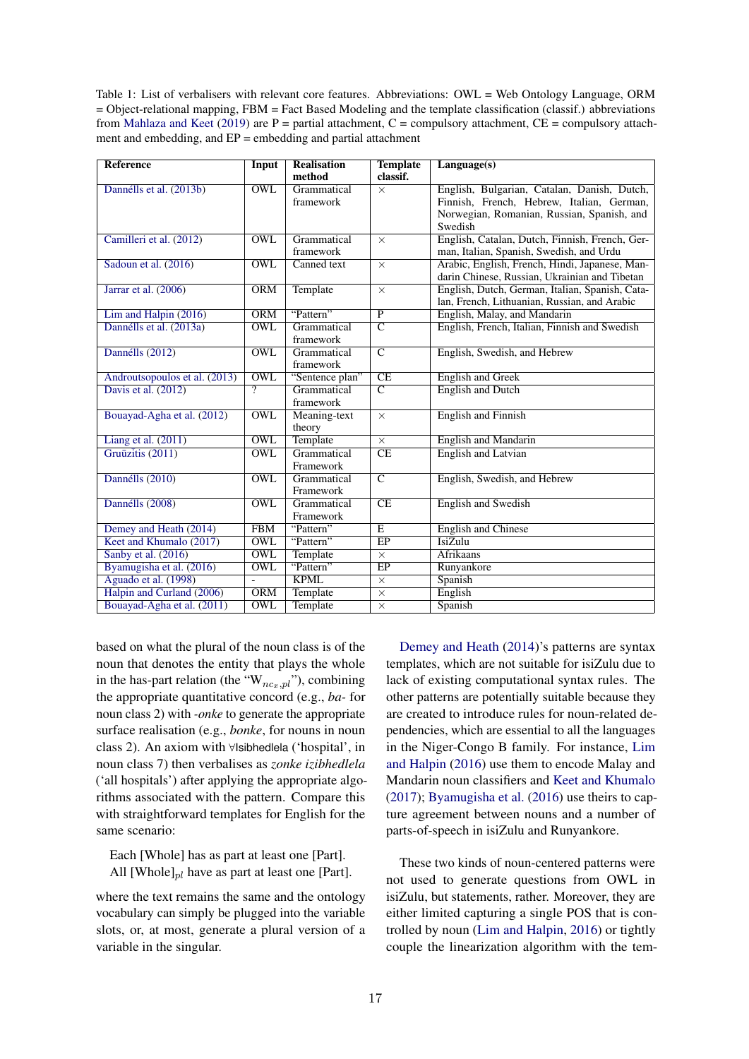Table 1: List of verbalisers with relevant core features. Abbreviations: OWL = Web Ontology Language, ORM = Object-relational mapping, FBM = Fact Based Modeling and the template classification (classif.) abbreviations from Mahlaza and Keet (2019) are P = partial attachment, C = compulsory attachment, CE = compulsory attachment and embedding, and EP = embedding and partial attachment

| Reference | Input | Realisation method | Template classif. | Language(s) |
|---|---|---|---|---|
| Dannélls et al. (2013b) | OWL | Grammatical framework | × | English, Bulgarian, Catalan, Danish, Dutch, Finnish, French, Hebrew, Italian, German, Norwegian, Romanian, Russian, Spanish, and Swedish |
| Camilleri et al. (2012) | OWL | Grammatical framework | × | English, Catalan, Dutch, Finnish, French, German, Italian, Spanish, Swedish, and Urdu |
| Sadoun et al. (2016) | OWL | Canned text | × | Arabic, English, French, Hindi, Japanese, Mandarin Chinese, Russian, Ukrainian and Tibetan |
| Jarrar et al. (2006) | ORM | Template | × | English, Dutch, German, Italian, Spanish, Catalan, French, Lithuanian, Russian, and Arabic |
| Lim and Halpin (2016) | ORM | "Pattern" | P | English, Malay, and Mandarin |
| Dannélls et al. (2013a) | OWL | Grammatical framework | C | English, French, Italian, Finnish and Swedish |
| Dannélls (2012) | OWL | Grammatical framework | C | English, Swedish, and Hebrew |
| Androutsopoulos et al. (2013) | OWL | "Sentence plan" | CE | English and Greek |
| Davis et al. (2012) | ? | Grammatical framework | C | English and Dutch |
| Bouayad-Agha et al. (2012) | OWL | Meaning-text theory | × | English and Finnish |
| Liang et al. (2011) | OWL | Template | × | English and Mandarin |
| Gruūzītis (2011) | OWL | Grammatical Framework | CE | English and Latvian |
| Dannélls (2010) | OWL | Grammatical Framework | C | English, Swedish, and Hebrew |
| Dannélls (2008) | OWL | Grammatical Framework | CE | English and Swedish |
| Demey and Heath (2014) | FBM | "Pattern" | E | English and Chinese |
| Keet and Khumalo (2017) | OWL | "Pattern" | EP | IsiZulu |
| Sanby et al. (2016) | OWL | Template | × | Afrikaans |
| Byamugisha et al. (2016) | OWL | "Pattern" | EP | Runyankore |
| Aguado et al. (1998) | - | KPML | × | Spanish |
| Halpin and Curland (2006) | ORM | Template | × | English |
| Bouayad-Agha et al. (2011) | OWL | Template | × | Spanish |

based on what the plural of the noun class is of the noun that denotes the entity that plays the whole in the has-part relation (the "$W_{nc_x,pl}$"), combining the appropriate quantitative concord (e.g., *ba-* for noun class 2) with *-onke* to generate the appropriate surface realisation (e.g., *bonke*, for nouns in noun class 2). An axiom with ∀Isibhedlela ('hospital', in noun class 7) then verbalises as *zonke izibhedlela* ('all hospitals') after applying the appropriate algorithms associated with the pattern. Compare this with straightforward templates for English for the same scenario:

Each [Whole] has as part at least one [Part].
All $[\text{Whole}]_{pl}$ have as part at least one [Part].

where the text remains the same and the ontology vocabulary can simply be plugged into the variable slots, or, at most, generate a plural version of a variable in the singular.

Demey and Heath (2014)'s patterns are syntax templates, which are not suitable for isiZulu due to lack of existing computational syntax rules. The other patterns are potentially suitable because they are created to introduce rules for noun-related dependencies, which are essential to all the languages in the Niger-Congo B family. For instance, Lim and Halpin (2016) use them to encode Malay and Mandarin noun classifiers and Keet and Khumalo (2017); Byamugisha et al. (2016) use theirs to capture agreement between nouns and a number of parts-of-speech in isiZulu and Runyankore.

These two kinds of noun-centered patterns were not used to generate questions from OWL in isiZulu, but statements, rather. Moreover, they are either limited capturing a single POS that is controlled by noun (Lim and Halpin, 2016) or tightly couple the linearization algorithm with the tem-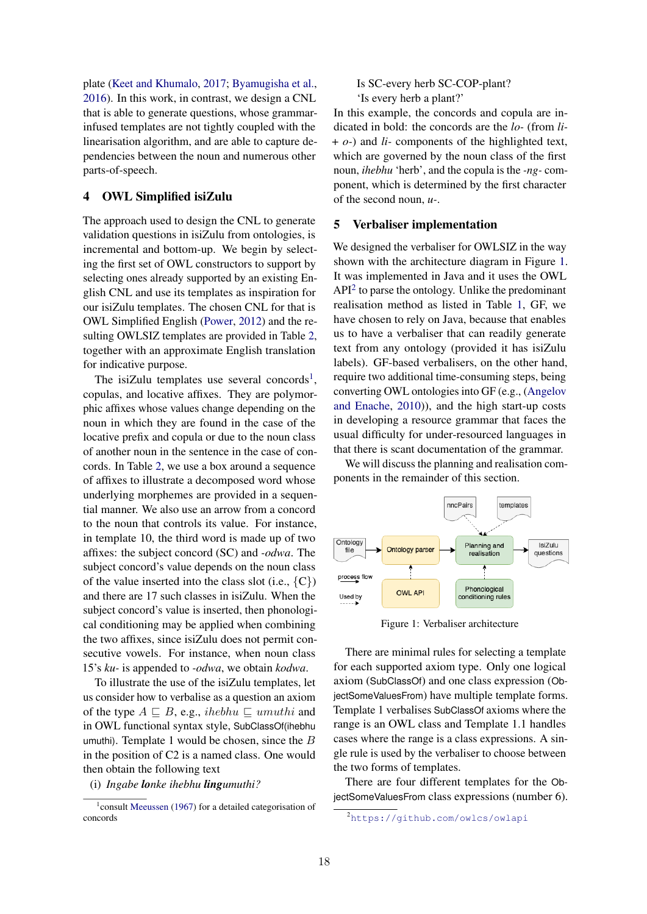plate (Keet and Khumalo, 2017; Byamugisha et al., 2016). In this work, in contrast, we design a CNL that is able to generate questions, whose grammar-infused templates are not tightly coupled with the linearisation algorithm, and are able to capture dependencies between the noun and numerous other parts-of-speech.

## 4 OWL Simplified isiZulu

The approach used to design the CNL to generate validation questions in isiZulu from ontologies, is incremental and bottom-up. We begin by selecting the first set of OWL constructors to support by selecting ones already supported by an existing English CNL and use its templates as inspiration for our isiZulu templates. The chosen CNL for that is OWL Simplified English (Power, 2012) and the resulting OWLSIZ templates are provided in Table 2, together with an approximate English translation for indicative purpose.

The isiZulu templates use several concords[1], copulas, and locative affixes. They are polymorphic affixes whose values change depending on the noun in which they are found in the case of the locative prefix and copula or due to the noun class of another noun in the sentence in the case of concords. In Table 2, we use a box around a sequence of affixes to illustrate a decomposed word whose underlying morphemes are provided in a sequential manner. We also use an arrow from a concord to the noun that controls its value. For instance, in template 10, the third word is made up of two affixes: the subject concord (SC) and *-odwa*. The subject concord's value depends on the noun class of the value inserted into the class slot (i.e., {C}) and there are 17 such classes in isiZulu. When the subject concord's value is inserted, then phonological conditioning may be applied when combining the two affixes, since isiZulu does not permit consecutive vowels. For instance, when noun class 15's *ku-* is appended to *-odwa*, we obtain *kodwa*.

To illustrate the use of the isiZulu templates, let us consider how to verbalise as a question an axiom of the type $A \sqsubseteq B$, e.g., $ihebhu \sqsubseteq umuthi$ and in OWL functional syntax style, SubClassOf(ihebhu umuthi). Template 1 would be chosen, since the $B$ in the position of C2 is a named class. One would then obtain the following text

(i) *Ingabe* ***lo****nke ihebhu* ***li****ngumuthi?*
Is SC-every herb SC-COP-plant?
'Is every herb a plant?'

In this example, the concords and copula are indicated in bold: the concords are the *lo-* (from *li-* + *o-*) and *li-* components of the highlighted text, which are governed by the noun class of the first noun, *ihebhu* 'herb', and the copula is the *-ng-* component, which is determined by the first character of the second noun, *u-*.

## 5 Verbaliser implementation

We designed the verbaliser for OWLSIZ in the way shown with the architecture diagram in Figure 1. It was implemented in Java and it uses the OWL API[2] to parse the ontology. Unlike the predominant realisation method as listed in Table 1, GF, we have chosen to rely on Java, because that enables us to have a verbaliser that can readily generate text from any ontology (provided it has isiZulu labels). GF-based verbalisers, on the other hand, require two additional time-consuming steps, being converting OWL ontologies into GF (e.g., (Angelov and Enache, 2010)), and the high start-up costs in developing a resource grammar that faces the usual difficulty for under-resourced languages in that there is scant documentation of the grammar.

We will discuss the planning and realisation components in the remainder of this section.

Ontology file → Ontology parser → Planning and realisation → IsiZulu questions; OWL API (used by Ontology parser); nncPairs, templates (used by Planning and realisation); Phonological conditioning rules (used by Planning and realisation). Legend: process flow; Used by

Figure 1: Verbaliser architecture

There are minimal rules for selecting a template for each supported axiom type. Only one logical axiom (SubClassOf) and one class expression (ObjectSomeValuesFrom) have multiple template forms. Template 1 verbalises SubClassOf axioms where the range is an OWL class and Template 1.1 handles cases where the range is a class expressions. A single rule is used by the verbaliser to choose between the two forms of templates.

There are four different templates for the ObjectSomeValuesFrom class expressions (number 6).

[1] consult Meeussen (1967) for a detailed categorisation of concords

[2] https://github.com/owlcs/owlapi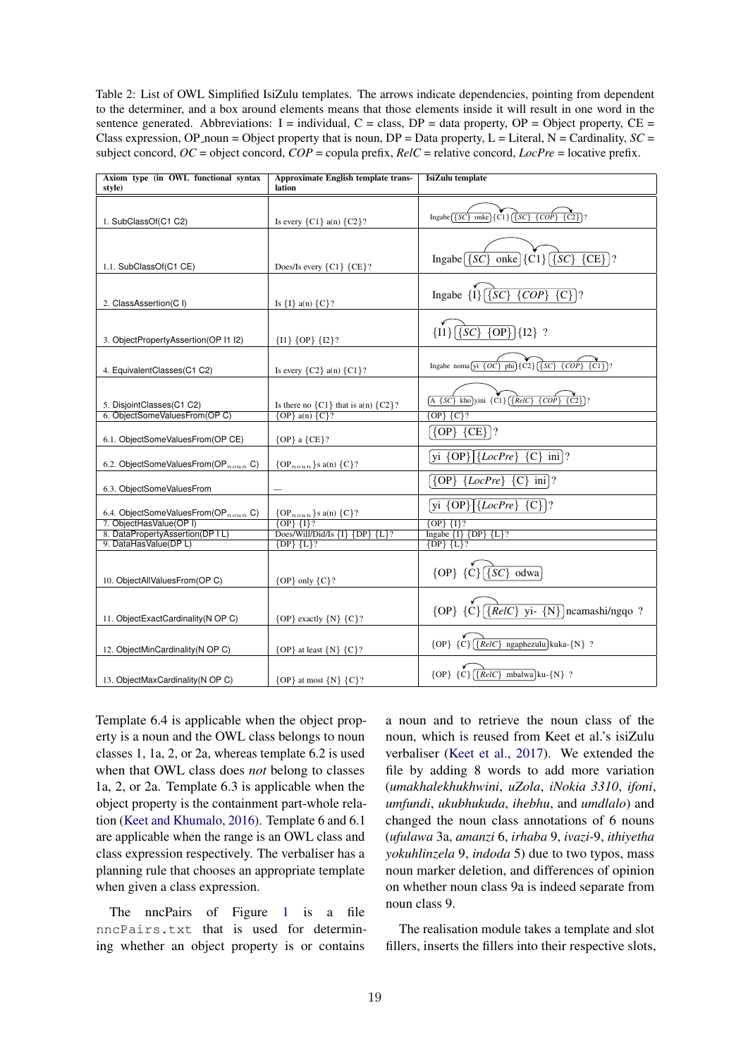Table 2: List of OWL Simplified IsiZulu templates. The arrows indicate dependencies, pointing from dependent to the determiner, and a box around elements means that those elements inside it will result in one word in the sentence generated. Abbreviations: I = individual, C = class, DP = data property, OP = Object property, CE = Class expression, OP_noun = Object property that is noun, DP = Data property, L = Literal, N = Cardinality, *SC* = subject concord, *OC* = object concord, *COP* = copula prefix, *RelC* = relative concord, *LocPre* = locative prefix.

| Axiom type (in OWL functional syntax style) | Approximate English template translation | IsiZulu template |
|---|---|---|
| 1. SubClassOf(C1 C2) | Is every {C1} a(n) {C2}? | Ingabe [{*SC*} onke] {C1} [{*SC*} {*COP*} {C2}]? |
| 1.1. SubClassOf(C1 CE) | Does/Is every {C1} {CE}? | Ingabe [{*SC*} onke] {C1} [{*SC*} {CE}]? |
| 2. ClassAssertion(C I) | Is {I} a(n) {C}? | Ingabe {I} [{*SC*} {*COP*} {C}]? |
| 3. ObjectPropertyAssertion(OP I1 I2) | {I1} {OP} {I2}? | {I1} [{*SC*} {OP}] {I2} ? |
| 4. EquivalentClasses(C1 C2) | Is every {C2} a(n) {C1}? | Ingabe noma [yi {*OC*} phi] {C2} [{*SC*} {*COP*} {C1}]? |
| 5. DisjointClasses(C1 C2) | Is there no {C1} that is a(n) {C2}? | [A {*SC*} kho] yini {C1} [{*RelC*} {*COP*} {C2}]? |
| 6. ObjectSomeValuesFrom(OP C) | {OP} a(n) {C}? | {OP} {C}? |
| 6.1. ObjectSomeValuesFrom(OP CE) | {OP} a {CE}? | [{OP} {CE}]? |
| 6.2. ObjectSomeValuesFrom($OP_{noun}$ C) | {$OP_{noun}$}s a(n) {C}? | [yi {OP}] [{*LocPre*} {C} ini]? |
| 6.3. ObjectSomeValuesFrom | — | [{OP} {*LocPre*} {C} ini]? |
| 6.4. ObjectSomeValuesFrom($OP_{noun}$ C) | {$OP_{noun}$}s a(n) {C}? | [yi {OP}] [{*LocPre*} {C}]? |
| 7. ObjectHasValue(OP I) | {OP} {I}? | {OP} {I}? |
| 8. DataPropertyAssertion(DP I L) | Does/Will/Did/Is {I} {DP} {L}? | Ingabe {I} {DP} {L}? |
| 9. DataHasValue(DP L) | {DP} {L}? | {DP} {L}? |
| 10. ObjectAllValuesFrom(OP C) | {OP} only {C}? | {OP} {C} [{*SC*} odwa] |
| 11. ObjectExactCardinality(N OP C) | {OP} exactly {N} {C}? | {OP} {C} [{*RelC*} yi- {N}] ncamashi/ngqo ? |
| 12. ObjectMinCardinality(N OP C) | {OP} at least {N} {C}? | {OP} {C} [{*RelC*} ngaphezulu] kuka-{N} ? |
| 13. ObjectMaxCardinality(N OP C) | {OP} at most {N} {C}? | {OP} {C} [{*RelC*} mbalwa] ku-{N} ? |

Template 6.4 is applicable when the object property is a noun and the OWL class belongs to noun classes 1, 1a, 2, or 2a, whereas template 6.2 is used when that OWL class does *not* belong to classes 1a, 2, or 2a. Template 6.3 is applicable when the object property is the containment part-whole relation (Keet and Khumalo, 2016). Template 6 and 6.1 are applicable when the range is an OWL class and class expression respectively. The verbaliser has a planning rule that chooses an appropriate template when given a class expression.

The nncPairs of Figure 1 is a file `nncPairs.txt` that is used for determining whether an object property is or contains a noun and to retrieve the noun class of the noun, which is reused from Keet et al.'s isiZulu verbaliser (Keet et al., 2017). We extended the file by adding 8 words to add more variation (*umakhalekhukhwini*, *uZola*, *iNokia 3310*, *ifoni*, *umfundi*, *ukubhukuda*, *ihebhu*, and *umdlalo*) and changed the noun class annotations of 6 nouns (*ufulawa* 3a, *amanzi* 6, *irhaba* 9, *ivazi*-9, *ithiyetha yokuhlinzela* 9, *indoda* 5) due to two typos, mass noun marker deletion, and differences of opinion on whether noun class 9a is indeed separate from noun class 9.

The realisation module takes a template and slot fillers, inserts the fillers into their respective slots,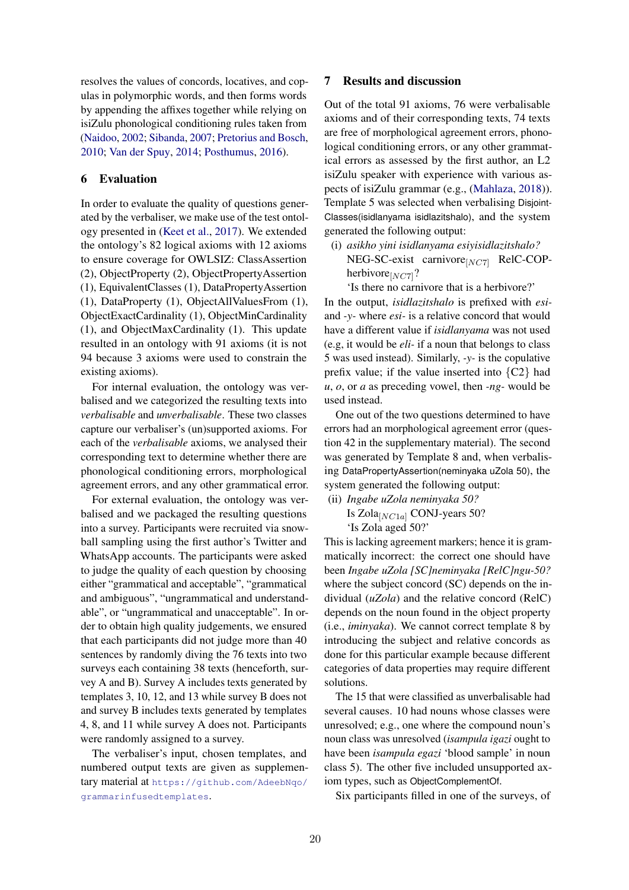resolves the values of concords, locatives, and copulas in polymorphic words, and then forms words by appending the affixes together while relying on isiZulu phonological conditioning rules taken from (Naidoo, 2002; Sibanda, 2007; Pretorius and Bosch, 2010; Van der Spuy, 2014; Posthumus, 2016).

## 6 Evaluation

In order to evaluate the quality of questions generated by the verbaliser, we make use of the test ontology presented in (Keet et al., 2017). We extended the ontology's 82 logical axioms with 12 axioms to ensure coverage for OWLSIZ: ClassAssertion (2), ObjectProperty (2), ObjectPropertyAssertion (1), EquivalentClasses (1), DataPropertyAssertion (1), DataProperty (1), ObjectAllValuesFrom (1), ObjectExactCardinality (1), ObjectMinCardinality (1), and ObjectMaxCardinality (1). This update resulted in an ontology with 91 axioms (it is not 94 because 3 axioms were used to constrain the existing axioms).

For internal evaluation, the ontology was verbalised and we categorized the resulting texts into *verbalisable* and *unverbalisable*. These two classes capture our verbaliser's (un)supported axioms. For each of the *verbalisable* axioms, we analysed their corresponding text to determine whether there are phonological conditioning errors, morphological agreement errors, and any other grammatical error.

For external evaluation, the ontology was verbalised and we packaged the resulting questions into a survey. Participants were recruited via snowball sampling using the first author's Twitter and WhatsApp accounts. The participants were asked to judge the quality of each question by choosing either "grammatical and acceptable", "grammatical and ambiguous", "ungrammatical and understandable", or "ungrammatical and unacceptable". In order to obtain high quality judgements, we ensured that each participants did not judge more than 40 sentences by randomly diving the 76 texts into two surveys each containing 38 texts (henceforth, survey A and B). Survey A includes texts generated by templates 3, 10, 12, and 13 while survey B does not and survey B includes texts generated by templates 4, 8, and 11 while survey A does not. Participants were randomly assigned to a survey.

The verbaliser's input, chosen templates, and numbered output texts are given as supplementary material at https://github.com/AdeebNqo/grammarinfusedtemplates.

## 7 Results and discussion

Out of the total 91 axioms, 76 were verbalisable axioms and of their corresponding texts, 74 texts are free of morphological agreement errors, phonological conditioning errors, or any other grammatical errors as assessed by the first author, an L2 isiZulu speaker with experience with various aspects of isiZulu grammar (e.g., (Mahlaza, 2018)). Template 5 was selected when verbalising DisjointClasses(isidlanyama isidlazitshalo), and the system generated the following output:

(i) *asikho yini isidlanyama esiyisidlazitshalo?*
NEG-SC-exist carnivore$_{[NC7]}$ RelC-COP-herbivore$_{[NC7]}$?
'Is there no carnivore that is a herbivore?'

In the output, *isidlazitshalo* is prefixed with *esi-* and *-y-* where *esi-* is a relative concord that would have a different value if *isidlanyama* was not used (e.g, it would be *eli-* if a noun that belongs to class 5 was used instead). Similarly, *-y-* is the copulative prefix value; if the value inserted into {C2} had *u*, *o*, or *a* as preceding vowel, then *-ng-* would be used instead.

One out of the two questions determined to have errors had an morphological agreement error (question 42 in the supplementary material). The second was generated by Template 8 and, when verbalising DataPropertyAssertion(neminyaka uZola 50), the system generated the following output:

(ii) *Ingabe uZola neminyaka 50?*
Is Zola$_{[NC1a]}$ CONJ-years 50?
'Is Zola aged 50?'

This is lacking agreement markers; hence it is grammatically incorrect: the correct one should have been *Ingabe uZola [SC]neminyaka [RelC]ngu-50?* where the subject concord (SC) depends on the individual (*uZola*) and the relative concord (RelC) depends on the noun found in the object property (i.e., *iminyaka*). We cannot correct template 8 by introducing the subject and relative concords as done for this particular example because different categories of data properties may require different solutions.

The 15 that were classified as unverbalisable had several causes. 10 had nouns whose classes were unresolved; e.g., one where the compound noun's noun class was unresolved (*isampula igazi* ought to have been *isampula egazi* 'blood sample' in noun class 5). The other five included unsupported axiom types, such as ObjectComplementOf.

Six participants filled in one of the surveys, of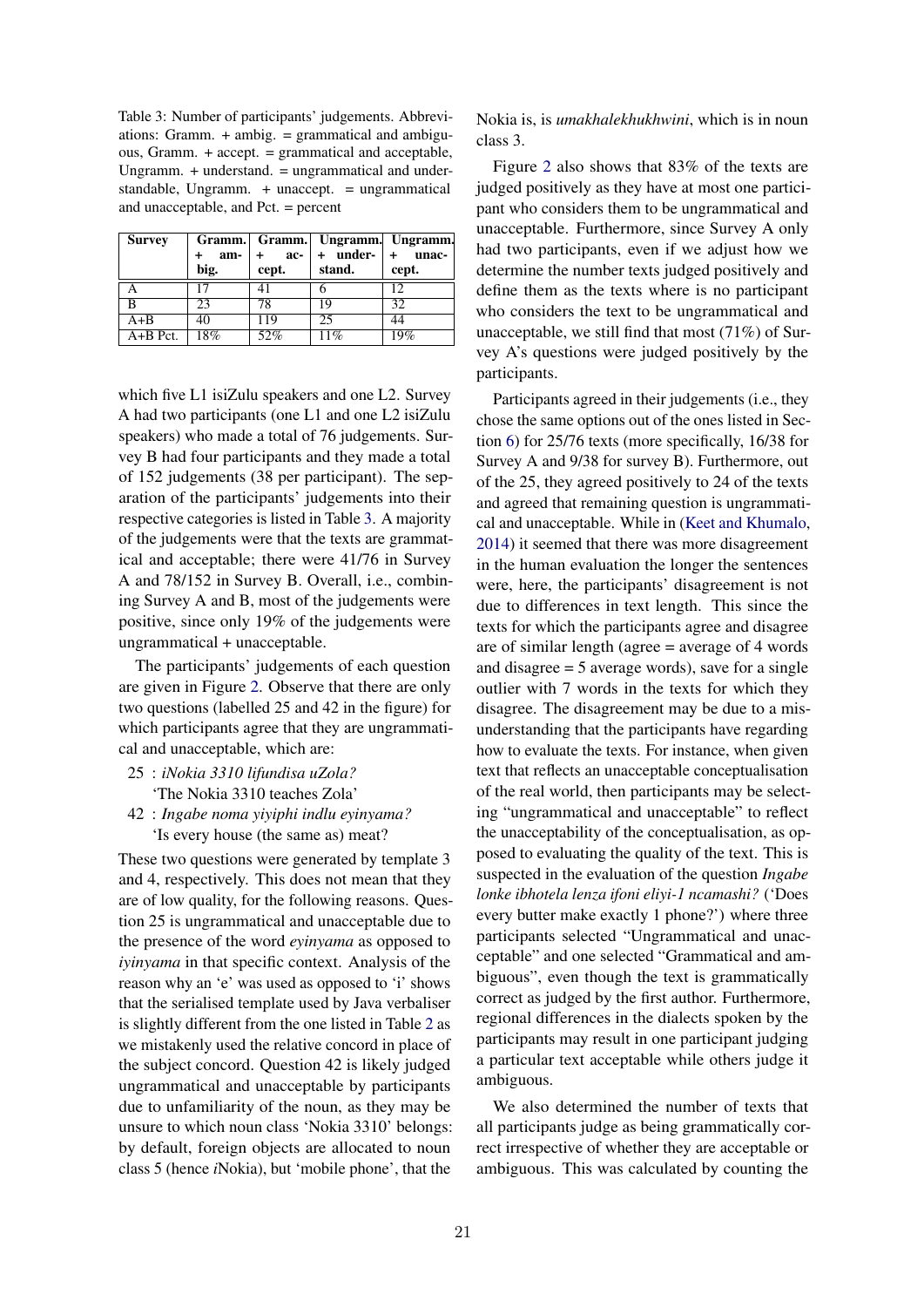Table 3: Number of participants' judgements. Abbreviations: Gramm. + ambig. = grammatical and ambiguous, Gramm. + accept. = grammatical and acceptable, Ungramm. + understand. = ungrammatical and understandable, Ungramm. + unaccept. = ungrammatical and unacceptable, and Pct. = percent

| Survey | Gramm. + ambig. | Gramm. + accept. | Ungramm. + understand. | Ungramm. + unaccept. |
|---|---|---|---|---|
| A | 17 | 41 | 6 | 12 |
| B | 23 | 78 | 19 | 32 |
| A+B | 40 | 119 | 25 | 44 |
| A+B Pct. | 18% | 52% | 11% | 19% |

which five L1 isiZulu speakers and one L2. Survey A had two participants (one L1 and one L2 isiZulu speakers) who made a total of 76 judgements. Survey B had four participants and they made a total of 152 judgements (38 per participant). The separation of the participants' judgements into their respective categories is listed in Table 3. A majority of the judgements were that the texts are grammatical and acceptable; there were 41/76 in Survey A and 78/152 in Survey B. Overall, i.e., combining Survey A and B, most of the judgements were positive, since only 19% of the judgements were ungrammatical + unacceptable.

The participants' judgements of each question are given in Figure 2. Observe that there are only two questions (labelled 25 and 42 in the figure) for which participants agree that they are ungrammatical and unacceptable, which are:

25 : *iNokia 3310 lifundisa uZola?*
'The Nokia 3310 teaches Zola'

42 : *Ingabe noma yiyiphi indlu eyinyama?*
'Is every house (the same as) meat?

These two questions were generated by template 3 and 4, respectively. This does not mean that they are of low quality, for the following reasons. Question 25 is ungrammatical and unacceptable due to the presence of the word *eyinyama* as opposed to *iyinyama* in that specific context. Analysis of the reason why an 'e' was used as opposed to 'i' shows that the serialised template used by Java verbaliser is slightly different from the one listed in Table 2 as we mistakenly used the relative concord in place of the subject concord. Question 42 is likely judged ungrammatical and unacceptable by participants due to unfamiliarity of the noun, as they may be unsure to which noun class 'Nokia 3310' belongs: by default, foreign objects are allocated to noun class 5 (hence *i*Nokia), but 'mobile phone', that the Nokia is, is *umakhalekhukhwini*, which is in noun class 3.

Figure 2 also shows that 83% of the texts are judged positively as they have at most one participant who considers them to be ungrammatical and unacceptable. Furthermore, since Survey A only had two participants, even if we adjust how we determine the number texts judged positively and define them as the texts where is no participant who considers the text to be ungrammatical and unacceptable, we still find that most (71%) of Survey A's questions were judged positively by the participants.

Participants agreed in their judgements (i.e., they chose the same options out of the ones listed in Section 6) for 25/76 texts (more specifically, 16/38 for Survey A and 9/38 for survey B). Furthermore, out of the 25, they agreed positively to 24 of the texts and agreed that remaining question is ungrammatical and unacceptable. While in (Keet and Khumalo, 2014) it seemed that there was more disagreement in the human evaluation the longer the sentences were, here, the participants' disagreement is not due to differences in text length. This since the texts for which the participants agree and disagree are of similar length (agree = average of 4 words and disagree = 5 average words), save for a single outlier with 7 words in the texts for which they disagree. The disagreement may be due to a misunderstanding that the participants have regarding how to evaluate the texts. For instance, when given text that reflects an unacceptable conceptualisation of the real world, then participants may be selecting "ungrammatical and unacceptable" to reflect the unacceptability of the conceptualisation, as opposed to evaluating the quality of the text. This is suspected in the evaluation of the question *Ingabe lonke ibhotela lenza ifoni eliyi-1 ncamashi?* ('Does every butter make exactly 1 phone?') where three participants selected "Ungrammatical and unacceptable" and one selected "Grammatical and ambiguous", even though the text is grammatically correct as judged by the first author. Furthermore, regional differences in the dialects spoken by the participants may result in one participant judging a particular text acceptable while others judge it ambiguous.

We also determined the number of texts that all participants judge as being grammatically correct irrespective of whether they are acceptable or ambiguous. This was calculated by counting the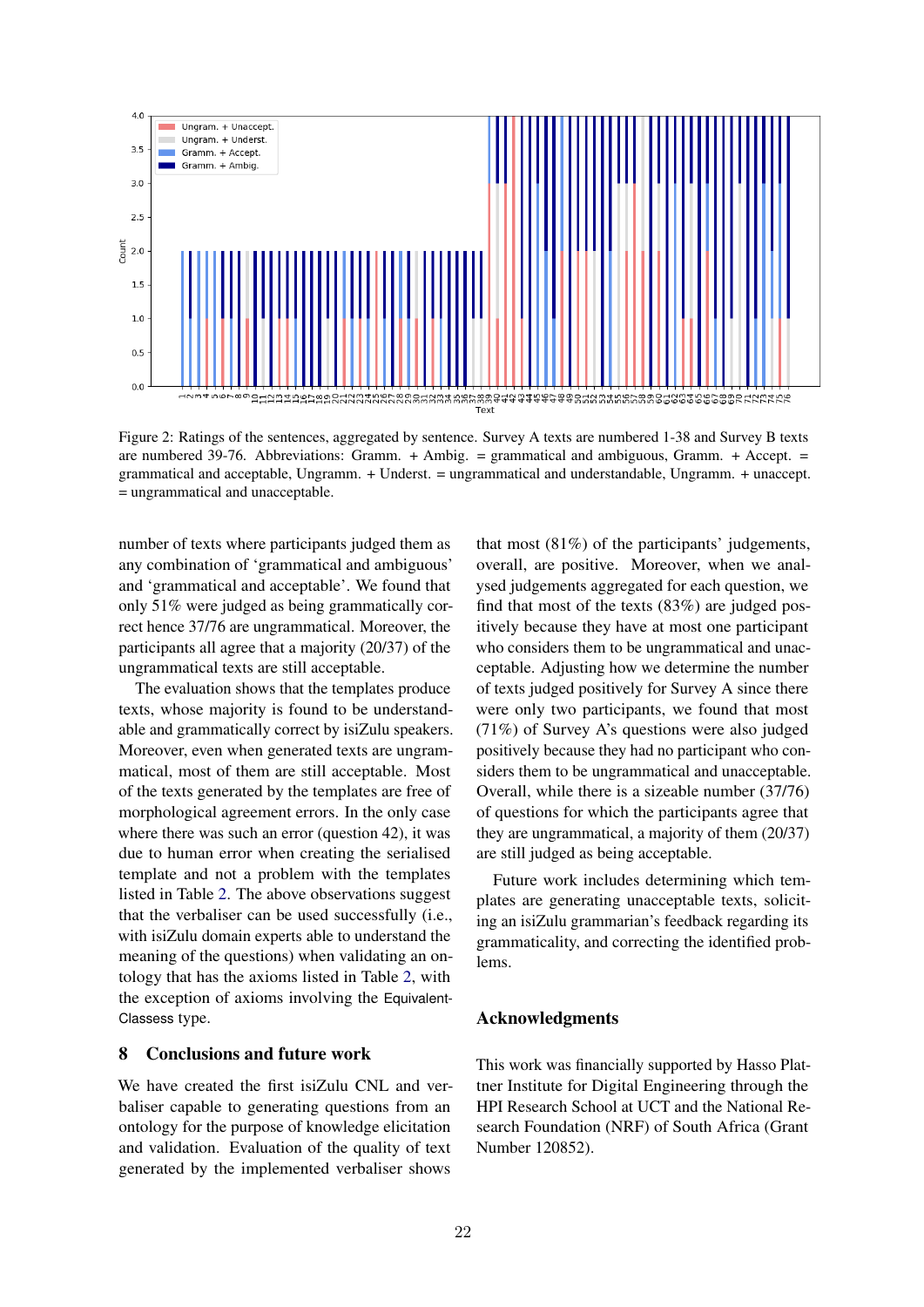Figure 2: Ratings of the sentences, aggregated by sentence. Survey A texts are numbered 1-38 and Survey B texts are numbered 39-76. Abbreviations: Gramm. + Ambig. = grammatical and ambiguous, Gramm. + Accept. = grammatical and acceptable, Ungramm. + Underst. = ungrammatical and understandable, Ungramm. + unaccept. = ungrammatical and unacceptable.

number of texts where participants judged them as any combination of 'grammatical and ambiguous' and 'grammatical and acceptable'. We found that only 51% were judged as being grammatically correct hence 37/76 are ungrammatical. Moreover, the participants all agree that a majority (20/37) of the ungrammatical texts are still acceptable.

The evaluation shows that the templates produce texts, whose majority is found to be understandable and grammatically correct by isiZulu speakers. Moreover, even when generated texts are ungrammatical, most of them are still acceptable. Most of the texts generated by the templates are free of morphological agreement errors. In the only case where there was such an error (question 42), it was due to human error when creating the serialised template and not a problem with the templates listed in Table 2. The above observations suggest that the verbaliser can be used successfully (i.e., with isiZulu domain experts able to understand the meaning of the questions) when validating an ontology that has the axioms listed in Table 2, with the exception of axioms involving the EquivalentClasses type.

## 8 Conclusions and future work

We have created the first isiZulu CNL and verbaliser capable to generating questions from an ontology for the purpose of knowledge elicitation and validation. Evaluation of the quality of text generated by the implemented verbaliser shows that most (81%) of the participants' judgements, overall, are positive. Moreover, when we analysed judgements aggregated for each question, we find that most of the texts (83%) are judged positively because they have at most one participant who considers them to be ungrammatical and unacceptable. Adjusting how we determine the number of texts judged positively for Survey A since there were only two participants, we found that most (71%) of Survey A's questions were also judged positively because they had no participant who considers them to be ungrammatical and unacceptable. Overall, while there is a sizeable number (37/76) of questions for which the participants agree that they are ungrammatical, a majority of them (20/37) are still judged as being acceptable.

Future work includes determining which templates are generating unacceptable texts, soliciting an isiZulu grammarian's feedback regarding its grammaticality, and correcting the identified problems.

## Acknowledgments

This work was financially supported by Hasso Plattner Institute for Digital Engineering through the HPI Research School at UCT and the National Research Foundation (NRF) of South Africa (Grant Number 120852).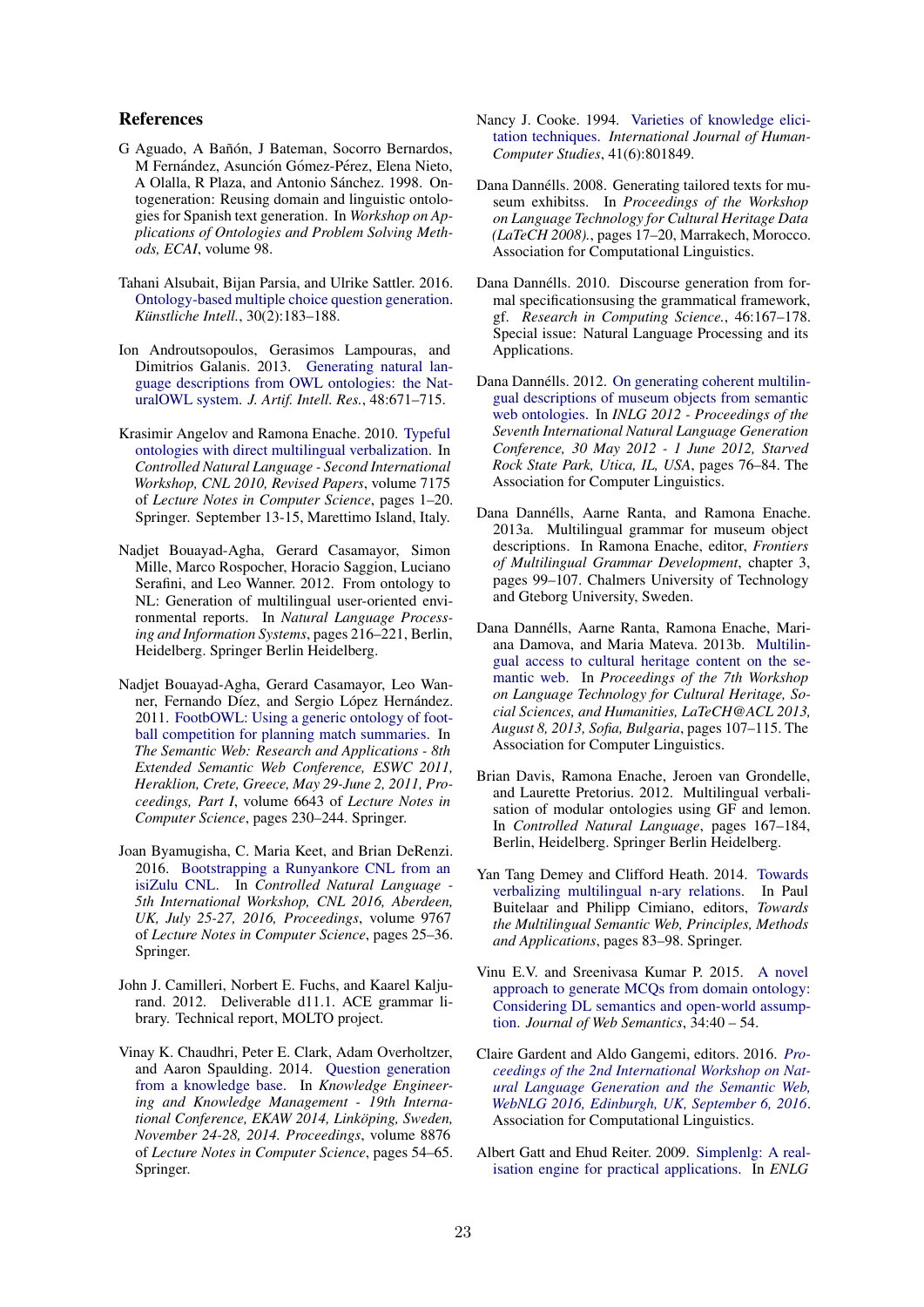## References

G Aguado, A Bañón, J Bateman, Socorro Bernardos, M Fernández, Asunción Gómez-Pérez, Elena Nieto, A Olalla, R Plaza, and Antonio Sánchez. 1998. Ontogeneration: Reusing domain and linguistic ontologies for Spanish text generation. In *Workshop on Applications of Ontologies and Problem Solving Methods, ECAI*, volume 98.

Tahani Alsubait, Bijan Parsia, and Ulrike Sattler. 2016. Ontology-based multiple choice question generation. *Künstliche Intell.*, 30(2):183–188.

Ion Androutsopoulos, Gerasimos Lampouras, and Dimitrios Galanis. 2013. Generating natural language descriptions from OWL ontologies: the NaturalOWL system. *J. Artif. Intell. Res.*, 48:671–715.

Krasimir Angelov and Ramona Enache. 2010. Typeful ontologies with direct multilingual verbalization. In *Controlled Natural Language - Second International Workshop, CNL 2010, Revised Papers*, volume 7175 of *Lecture Notes in Computer Science*, pages 1–20. Springer. September 13-15, Marettimo Island, Italy.

Nadjet Bouayad-Agha, Gerard Casamayor, Simon Mille, Marco Rospocher, Horacio Saggion, Luciano Serafini, and Leo Wanner. 2012. From ontology to NL: Generation of multilingual user-oriented environmental reports. In *Natural Language Processing and Information Systems*, pages 216–221, Berlin, Heidelberg. Springer Berlin Heidelberg.

Nadjet Bouayad-Agha, Gerard Casamayor, Leo Wanner, Fernando Díez, and Sergio López Hernández. 2011. FootbOWL: Using a generic ontology of football competition for planning match summaries. In *The Semantic Web: Research and Applications - 8th Extended Semantic Web Conference, ESWC 2011, Heraklion, Crete, Greece, May 29-June 2, 2011, Proceedings, Part I*, volume 6643 of *Lecture Notes in Computer Science*, pages 230–244. Springer.

Joan Byamugisha, C. Maria Keet, and Brian DeRenzi. 2016. Bootstrapping a Runyankore CNL from an isiZulu CNL. In *Controlled Natural Language - 5th International Workshop, CNL 2016, Aberdeen, UK, July 25-27, 2016, Proceedings*, volume 9767 of *Lecture Notes in Computer Science*, pages 25–36. Springer.

John J. Camilleri, Norbert E. Fuchs, and Kaarel Kaljurand. 2012. Deliverable d11.1. ACE grammar library. Technical report, MOLTO project.

Vinay K. Chaudhri, Peter E. Clark, Adam Overholtzer, and Aaron Spaulding. 2014. Question generation from a knowledge base. In *Knowledge Engineering and Knowledge Management - 19th International Conference, EKAW 2014, Linköping, Sweden, November 24-28, 2014. Proceedings*, volume 8876 of *Lecture Notes in Computer Science*, pages 54–65. Springer.

Nancy J. Cooke. 1994. Varieties of knowledge elicitation techniques. *International Journal of Human-Computer Studies*, 41(6):801849.

Dana Dannélls. 2008. Generating tailored texts for museum exhibitss. In *Proceedings of the Workshop on Language Technology for Cultural Heritage Data (LaTeCH 2008).*, pages 17–20, Marrakech, Morocco. Association for Computational Linguistics.

Dana Dannélls. 2010. Discourse generation from formal specificationsusing the grammatical framework, gf. *Research in Computing Science.*, 46:167–178. Special issue: Natural Language Processing and its Applications.

Dana Dannélls. 2012. On generating coherent multilingual descriptions of museum objects from semantic web ontologies. In *INLG 2012 - Proceedings of the Seventh International Natural Language Generation Conference, 30 May 2012 - 1 June 2012, Starved Rock State Park, Utica, IL, USA*, pages 76–84. The Association for Computer Linguistics.

Dana Dannélls, Aarne Ranta, and Ramona Enache. 2013a. Multilingual grammar for museum object descriptions. In Ramona Enache, editor, *Frontiers of Multilingual Grammar Development*, chapter 3, pages 99–107. Chalmers University of Technology and Gteborg University, Sweden.

Dana Dannélls, Aarne Ranta, Ramona Enache, Mariana Damova, and Maria Mateva. 2013b. Multilingual access to cultural heritage content on the semantic web. In *Proceedings of the 7th Workshop on Language Technology for Cultural Heritage, Social Sciences, and Humanities, LaTeCH@ACL 2013, August 8, 2013, Sofia, Bulgaria*, pages 107–115. The Association for Computer Linguistics.

Brian Davis, Ramona Enache, Jeroen van Grondelle, and Laurette Pretorius. 2012. Multilingual verbalisation of modular ontologies using GF and lemon. In *Controlled Natural Language*, pages 167–184, Berlin, Heidelberg. Springer Berlin Heidelberg.

Yan Tang Demey and Clifford Heath. 2014. Towards verbalizing multilingual n-ary relations. In Paul Buitelaar and Philipp Cimiano, editors, *Towards the Multilingual Semantic Web, Principles, Methods and Applications*, pages 83–98. Springer.

Vinu E.V. and Sreenivasa Kumar P. 2015. A novel approach to generate MCQs from domain ontology: Considering DL semantics and open-world assumption. *Journal of Web Semantics*, 34:40 – 54.

Claire Gardent and Aldo Gangemi, editors. 2016. *Proceedings of the 2nd International Workshop on Natural Language Generation and the Semantic Web, WebNLG 2016, Edinburgh, UK, September 6, 2016*. Association for Computational Linguistics.

Albert Gatt and Ehud Reiter. 2009. Simplenlg: A realisation engine for practical applications. In *ENLG*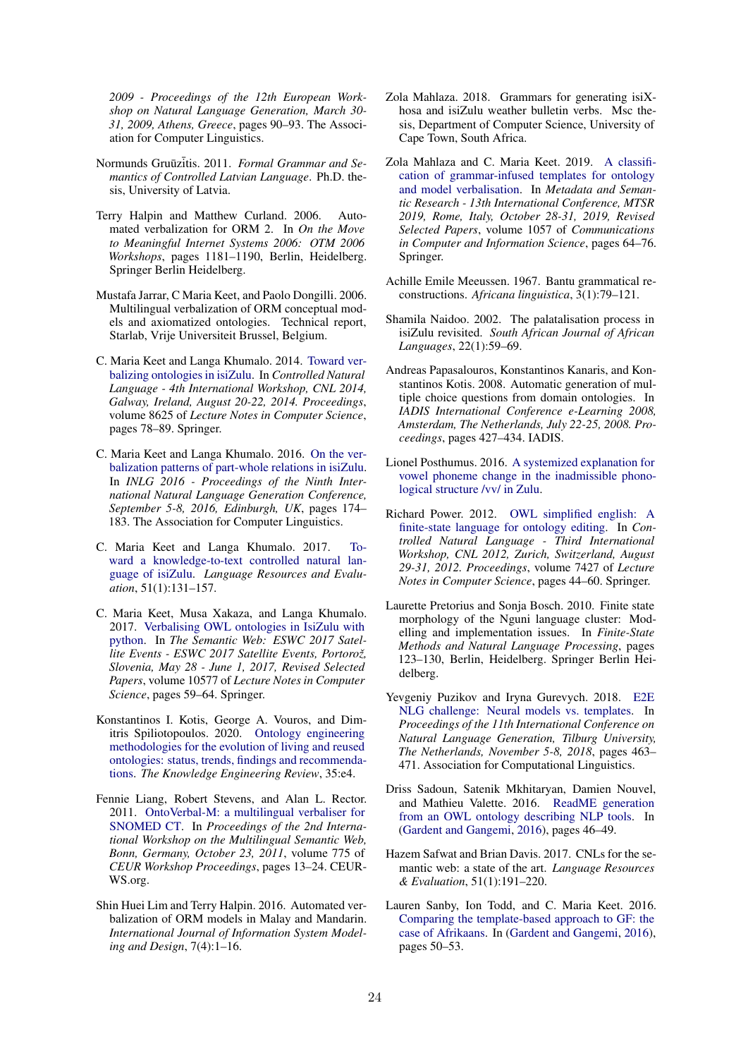2009 - Proceedings of the 12th European Workshop on Natural Language Generation, March 30-31, 2009, Athens, Greece*, pages 90–93. The Association for Computer Linguistics.

Normunds Gruūzītis. 2011. *Formal Grammar and Semantics of Controlled Latvian Language*. Ph.D. thesis, University of Latvia.

Terry Halpin and Matthew Curland. 2006. Automated verbalization for ORM 2. In *On the Move to Meaningful Internet Systems 2006: OTM 2006 Workshops*, pages 1181–1190, Berlin, Heidelberg. Springer Berlin Heidelberg.

Mustafa Jarrar, C Maria Keet, and Paolo Dongilli. 2006. Multilingual verbalization of ORM conceptual models and axiomatized ontologies. Technical report, Starlab, Vrije Universiteit Brussel, Belgium.

C. Maria Keet and Langa Khumalo. 2014. Toward verbalizing ontologies in isiZulu. In *Controlled Natural Language - 4th International Workshop, CNL 2014, Galway, Ireland, August 20-22, 2014. Proceedings*, volume 8625 of *Lecture Notes in Computer Science*, pages 78–89. Springer.

C. Maria Keet and Langa Khumalo. 2016. On the verbalization patterns of part-whole relations in isiZulu. In *INLG 2016 - Proceedings of the Ninth International Natural Language Generation Conference, September 5-8, 2016, Edinburgh, UK*, pages 174–183. The Association for Computer Linguistics.

C. Maria Keet and Langa Khumalo. 2017. Toward a knowledge-to-text controlled natural language of isiZulu. *Language Resources and Evaluation*, 51(1):131–157.

C. Maria Keet, Musa Xakaza, and Langa Khumalo. 2017. Verbalising OWL ontologies in IsiZulu with python. In *The Semantic Web: ESWC 2017 Satellite Events - ESWC 2017 Satellite Events, Portorož, Slovenia, May 28 - June 1, 2017, Revised Selected Papers*, volume 10577 of *Lecture Notes in Computer Science*, pages 59–64. Springer.

Konstantinos I. Kotis, George A. Vouros, and Dimitris Spiliotopoulos. 2020. Ontology engineering methodologies for the evolution of living and reused ontologies: status, trends, findings and recommendations. *The Knowledge Engineering Review*, 35:e4.

Fennie Liang, Robert Stevens, and Alan L. Rector. 2011. OntoVerbal-M: a multilingual verbaliser for SNOMED CT. In *Proceedings of the 2nd International Workshop on the Multilingual Semantic Web, Bonn, Germany, October 23, 2011*, volume 775 of *CEUR Workshop Proceedings*, pages 13–24. CEUR-WS.org.

Shin Huei Lim and Terry Halpin. 2016. Automated verbalization of ORM models in Malay and Mandarin. *International Journal of Information System Modeling and Design*, 7(4):1–16.

Zola Mahlaza. 2018. Grammars for generating isiXhosa and isiZulu weather bulletin verbs. Msc thesis, Department of Computer Science, University of Cape Town, South Africa.

Zola Mahlaza and C. Maria Keet. 2019. A classification of grammar-infused templates for ontology and model verbalisation. In *Metadata and Semantic Research - 13th International Conference, MTSR 2019, Rome, Italy, October 28-31, 2019, Revised Selected Papers*, volume 1057 of *Communications in Computer and Information Science*, pages 64–76. Springer.

Achille Emile Meeussen. 1967. Bantu grammatical reconstructions. *Africana linguistica*, 3(1):79–121.

Shamila Naidoo. 2002. The palatalisation process in isiZulu revisited. *South African Journal of African Languages*, 22(1):59–69.

Andreas Papasalouros, Konstantinos Kanaris, and Konstantinos Kotis. 2008. Automatic generation of multiple choice questions from domain ontologies. In *IADIS International Conference e-Learning 2008, Amsterdam, The Netherlands, July 22-25, 2008. Proceedings*, pages 427–434. IADIS.

Lionel Posthumus. 2016. A systemized explanation for vowel phoneme change in the inadmissible phonological structure /vv/ in Zulu.

Richard Power. 2012. OWL simplified english: A finite-state language for ontology editing. In *Controlled Natural Language - Third International Workshop, CNL 2012, Zurich, Switzerland, August 29-31, 2012. Proceedings*, volume 7427 of *Lecture Notes in Computer Science*, pages 44–60. Springer.

Laurette Pretorius and Sonja Bosch. 2010. Finite state morphology of the Nguni language cluster: Modelling and implementation issues. In *Finite-State Methods and Natural Language Processing*, pages 123–130, Berlin, Heidelberg. Springer Berlin Heidelberg.

Yevgeniy Puzikov and Iryna Gurevych. 2018. E2E NLG challenge: Neural models vs. templates. In *Proceedings of the 11th International Conference on Natural Language Generation, Tilburg University, The Netherlands, November 5-8, 2018*, pages 463–471. Association for Computational Linguistics.

Driss Sadoun, Satenik Mkhitaryan, Damien Nouvel, and Mathieu Valette. 2016. ReadME generation from an OWL ontology describing NLP tools. In (Gardent and Gangemi, 2016), pages 46–49.

Hazem Safwat and Brian Davis. 2017. CNLs for the semantic web: a state of the art. *Language Resources & Evaluation*, 51(1):191–220.

Lauren Sanby, Ion Todd, and C. Maria Keet. 2016. Comparing the template-based approach to GF: the case of Afrikaans. In (Gardent and Gangemi, 2016), pages 50–53.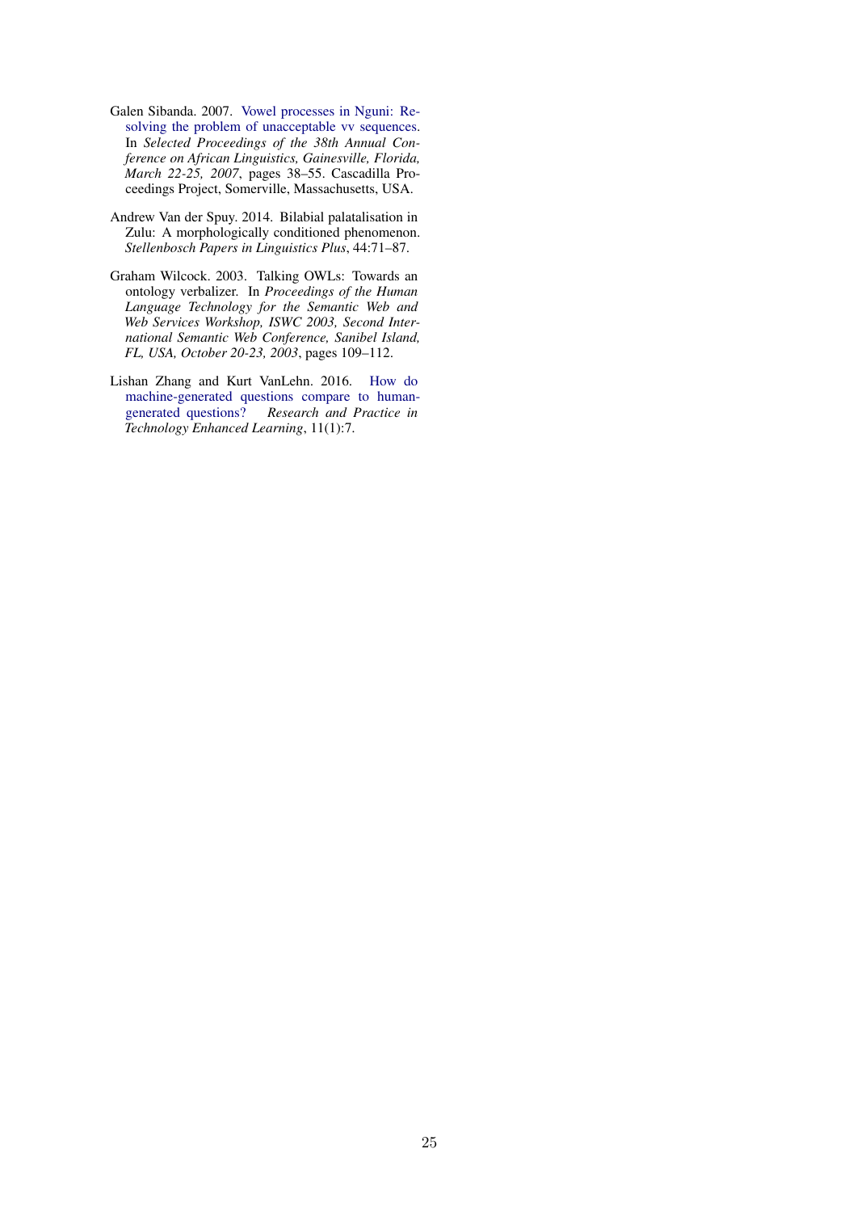Galen Sibanda. 2007. Vowel processes in Nguni: Resolving the problem of unacceptable vv sequences. In *Selected Proceedings of the 38th Annual Conference on African Linguistics, Gainesville, Florida, March 22-25, 2007*, pages 38–55. Cascadilla Proceedings Project, Somerville, Massachusetts, USA.

Andrew Van der Spuy. 2014. Bilabial palatalisation in Zulu: A morphologically conditioned phenomenon. *Stellenbosch Papers in Linguistics Plus*, 44:71–87.

Graham Wilcock. 2003. Talking OWLs: Towards an ontology verbalizer. In *Proceedings of the Human Language Technology for the Semantic Web and Web Services Workshop, ISWC 2003, Second International Semantic Web Conference, Sanibel Island, FL, USA, October 20-23, 2003*, pages 109–112.

Lishan Zhang and Kurt VanLehn. 2016. How do machine-generated questions compare to human-generated questions? *Research and Practice in Technology Enhanced Learning*, 11(1):7.